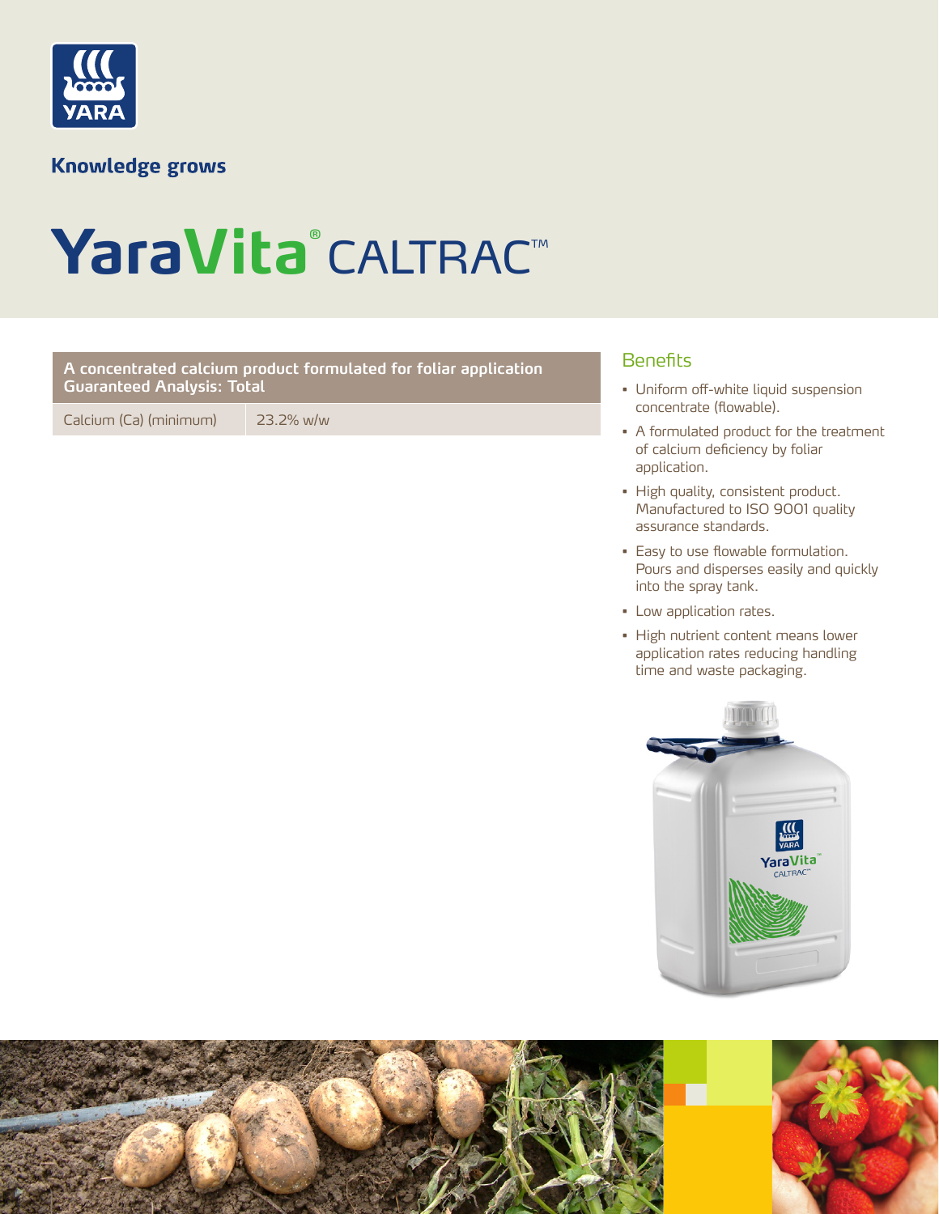Knowledge grows

# YaraVita® CALTRAC™

| A concentrated calcium product formulated for foliar application Guaranteed Analysis: Total | |
|---|---|
| Calcium (Ca) (minimum) | 23.2% w/w |

## Benefits

- Uniform off-white liquid suspension concentrate (flowable).
- A formulated product for the treatment of calcium deficiency by foliar application.
- High quality, consistent product. Manufactured to ISO 9001 quality assurance standards.
- Easy to use flowable formulation. Pours and disperses easily and quickly into the spray tank.
- Low application rates.
- High nutrient content means lower application rates reducing handling time and waste packaging.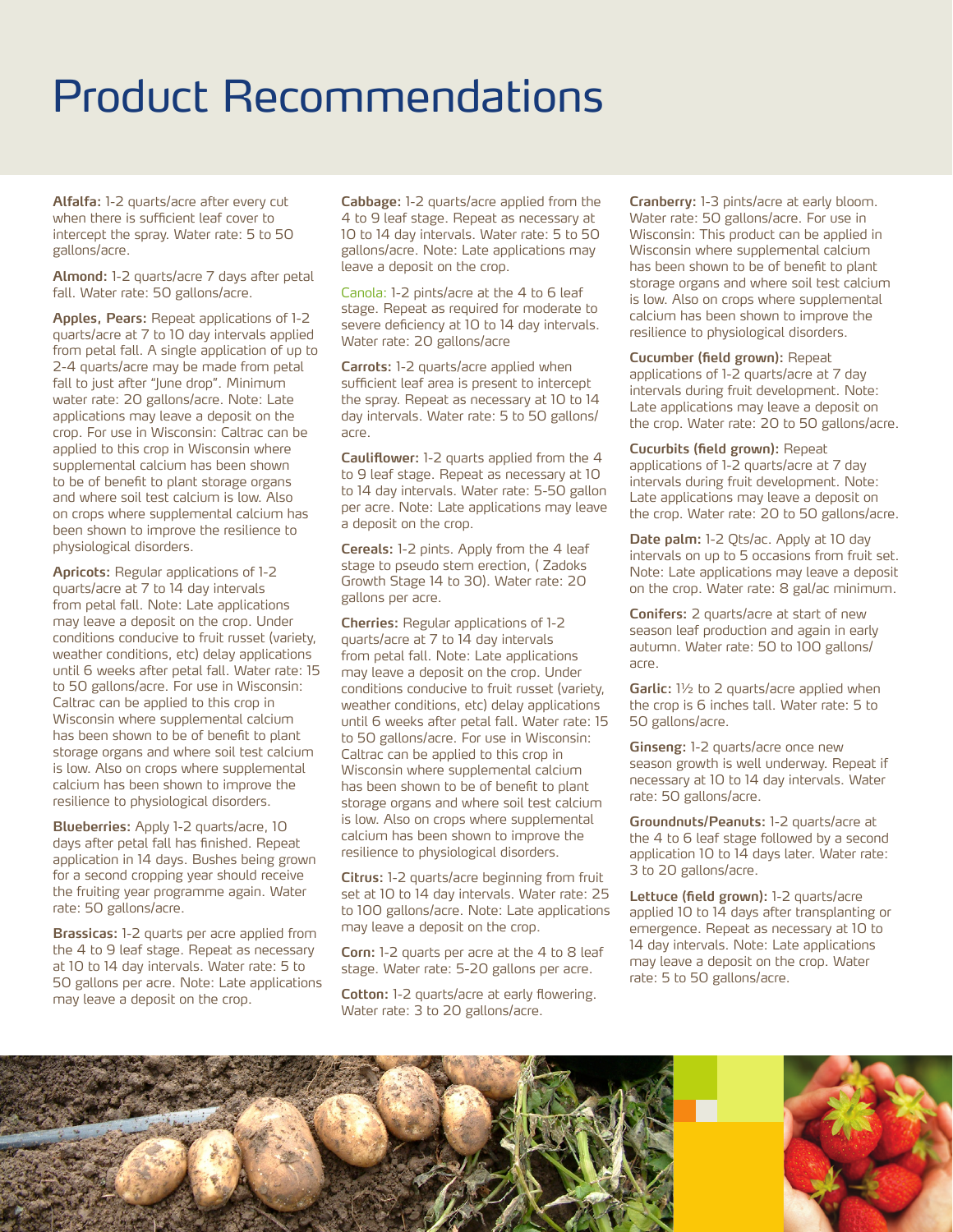# Product Recommendations

**Alfalfa:** 1-2 quarts/acre after every cut when there is sufficient leaf cover to intercept the spray. Water rate: 5 to 50 gallons/acre.

**Almond:** 1-2 quarts/acre 7 days after petal fall. Water rate: 50 gallons/acre.

**Apples, Pears:** Repeat applications of 1-2 quarts/acre at 7 to 10 day intervals applied from petal fall. A single application of up to 2-4 quarts/acre may be made from petal fall to just after "June drop". Minimum water rate: 20 gallons/acre. Note: Late applications may leave a deposit on the crop. For use in Wisconsin: Caltrac can be applied to this crop in Wisconsin where supplemental calcium has been shown to be of benefit to plant storage organs and where soil test calcium is low. Also on crops where supplemental calcium has been shown to improve the resilience to physiological disorders.

**Apricots:** Regular applications of 1-2 quarts/acre at 7 to 14 day intervals from petal fall. Note: Late applications may leave a deposit on the crop. Under conditions conducive to fruit russet (variety, weather conditions, etc) delay applications until 6 weeks after petal fall. Water rate: 15 to 50 gallons/acre. For use in Wisconsin: Caltrac can be applied to this crop in Wisconsin where supplemental calcium has been shown to be of benefit to plant storage organs and where soil test calcium is low. Also on crops where supplemental calcium has been shown to improve the resilience to physiological disorders.

**Blueberries:** Apply 1-2 quarts/acre, 10 days after petal fall has finished. Repeat application in 14 days. Bushes being grown for a second cropping year should receive the fruiting year programme again. Water rate: 50 gallons/acre.

**Brassicas:** 1-2 quarts per acre applied from the 4 to 9 leaf stage. Repeat as necessary at 10 to 14 day intervals. Water rate: 5 to 50 gallons per acre. Note: Late applications may leave a deposit on the crop.

**Cabbage:** 1-2 quarts/acre applied from the 4 to 9 leaf stage. Repeat as necessary at 10 to 14 day intervals. Water rate: 5 to 50 gallons/acre. Note: Late applications may leave a deposit on the crop.

Canola: 1-2 pints/acre at the 4 to 6 leaf stage. Repeat as required for moderate to severe deficiency at 10 to 14 day intervals. Water rate: 20 gallons/acre

**Carrots:** 1-2 quarts/acre applied when sufficient leaf area is present to intercept the spray. Repeat as necessary at 10 to 14 day intervals. Water rate: 5 to 50 gallons/acre.

**Cauliflower:** 1-2 quarts applied from the 4 to 9 leaf stage. Repeat as necessary at 10 to 14 day intervals. Water rate: 5-50 gallon per acre. Note: Late applications may leave a deposit on the crop.

**Cereals:** 1-2 pints. Apply from the 4 leaf stage to pseudo stem erection, ( Zadoks Growth Stage 14 to 30). Water rate: 20 gallons per acre.

**Cherries:** Regular applications of 1-2 quarts/acre at 7 to 14 day intervals from petal fall. Note: Late applications may leave a deposit on the crop. Under conditions conducive to fruit russet (variety, weather conditions, etc) delay applications until 6 weeks after petal fall. Water rate: 15 to 50 gallons/acre. For use in Wisconsin: Caltrac can be applied to this crop in Wisconsin where supplemental calcium has been shown to be of benefit to plant storage organs and where soil test calcium is low. Also on crops where supplemental calcium has been shown to improve the resilience to physiological disorders.

**Citrus:** 1-2 quarts/acre beginning from fruit set at 10 to 14 day intervals. Water rate: 25 to 100 gallons/acre. Note: Late applications may leave a deposit on the crop.

**Corn:** 1-2 quarts per acre at the 4 to 8 leaf stage. Water rate: 5-20 gallons per acre.

**Cotton:** 1-2 quarts/acre at early flowering. Water rate: 3 to 20 gallons/acre.

**Cranberry:** 1-3 pints/acre at early bloom. Water rate: 50 gallons/acre. For use in Wisconsin: This product can be applied in Wisconsin where supplemental calcium has been shown to be of benefit to plant storage organs and where soil test calcium is low. Also on crops where supplemental calcium has been shown to improve the resilience to physiological disorders.

**Cucumber (field grown):** Repeat applications of 1-2 quarts/acre at 7 day intervals during fruit development. Note: Late applications may leave a deposit on the crop. Water rate: 20 to 50 gallons/acre.

**Cucurbits (field grown):** Repeat applications of 1-2 quarts/acre at 7 day intervals during fruit development. Note: Late applications may leave a deposit on the crop. Water rate: 20 to 50 gallons/acre.

**Date palm:** 1-2 Qts/ac. Apply at 10 day intervals on up to 5 occasions from fruit set. Note: Late applications may leave a deposit on the crop. Water rate: 8 gal/ac minimum.

**Conifers:** 2 quarts/acre at start of new season leaf production and again in early autumn. Water rate: 50 to 100 gallons/acre.

**Garlic:** 1½ to 2 quarts/acre applied when the crop is 6 inches tall. Water rate: 5 to 50 gallons/acre.

**Ginseng:** 1-2 quarts/acre once new season growth is well underway. Repeat if necessary at 10 to 14 day intervals. Water rate: 50 gallons/acre.

**Groundnuts/Peanuts:** 1-2 quarts/acre at the 4 to 6 leaf stage followed by a second application 10 to 14 days later. Water rate: 3 to 20 gallons/acre.

**Lettuce (field grown):** 1-2 quarts/acre applied 10 to 14 days after transplanting or emergence. Repeat as necessary at 10 to 14 day intervals. Note: Late applications may leave a deposit on the crop. Water rate: 5 to 50 gallons/acre.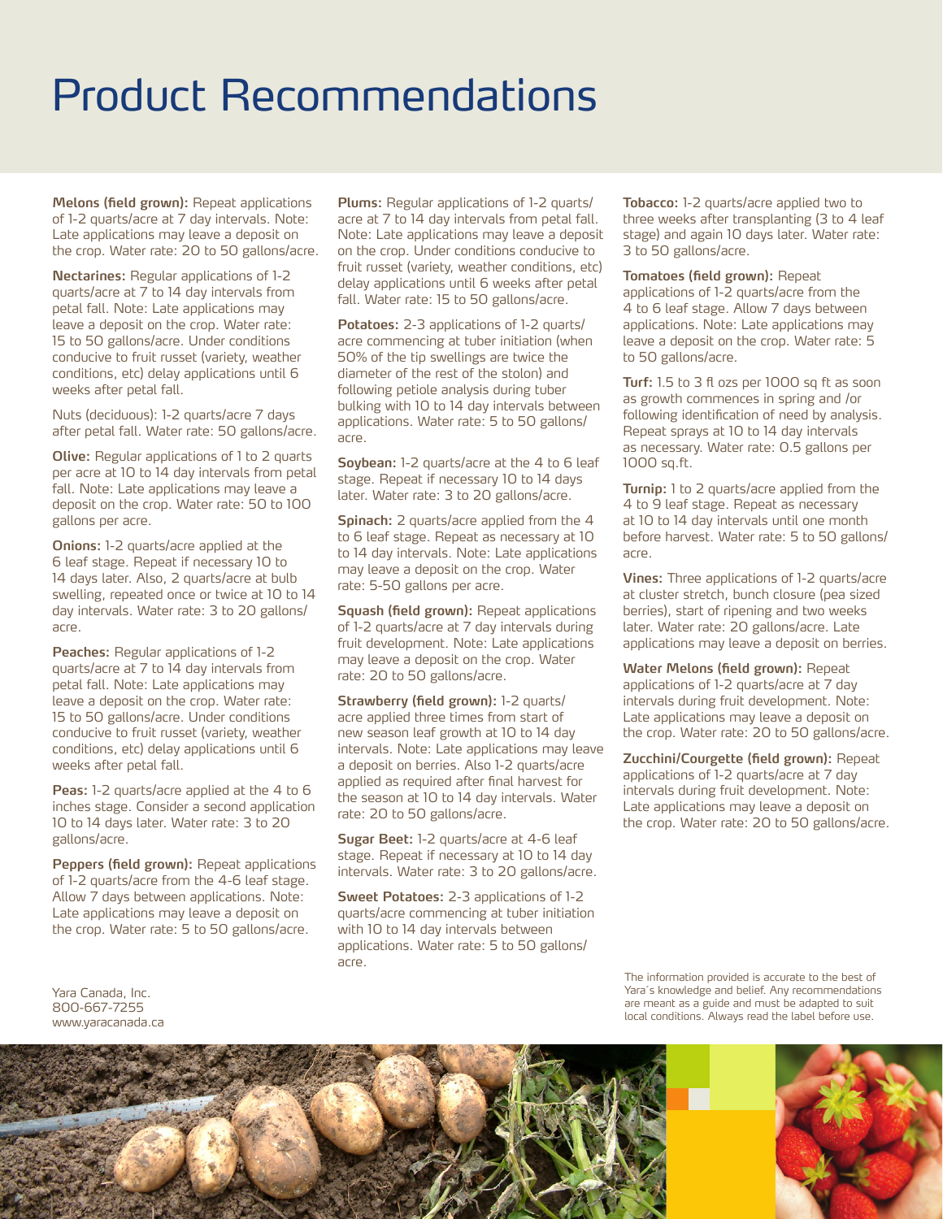# Product Recommendations

**Melons (field grown):** Repeat applications of 1-2 quarts/acre at 7 day intervals. Note: Late applications may leave a deposit on the crop. Water rate: 20 to 50 gallons/acre.

**Nectarines:** Regular applications of 1-2 quarts/acre at 7 to 14 day intervals from petal fall. Note: Late applications may leave a deposit on the crop. Water rate: 15 to 50 gallons/acre. Under conditions conducive to fruit russet (variety, weather conditions, etc) delay applications until 6 weeks after petal fall.

Nuts (deciduous): 1-2 quarts/acre 7 days after petal fall. Water rate: 50 gallons/acre.

**Olive:** Regular applications of 1 to 2 quarts per acre at 10 to 14 day intervals from petal fall. Note: Late applications may leave a deposit on the crop. Water rate: 50 to 100 gallons per acre.

**Onions:** 1-2 quarts/acre applied at the 6 leaf stage. Repeat if necessary 10 to 14 days later. Also, 2 quarts/acre at bulb swelling, repeated once or twice at 10 to 14 day intervals. Water rate: 3 to 20 gallons/acre.

**Peaches:** Regular applications of 1-2 quarts/acre at 7 to 14 day intervals from petal fall. Note: Late applications may leave a deposit on the crop. Water rate: 15 to 50 gallons/acre. Under conditions conducive to fruit russet (variety, weather conditions, etc) delay applications until 6 weeks after petal fall.

**Peas:** 1-2 quarts/acre applied at the 4 to 6 inches stage. Consider a second application 10 to 14 days later. Water rate: 3 to 20 gallons/acre.

**Peppers (field grown):** Repeat applications of 1-2 quarts/acre from the 4-6 leaf stage. Allow 7 days between applications. Note: Late applications may leave a deposit on the crop. Water rate: 5 to 50 gallons/acre.

**Plums:** Regular applications of 1-2 quarts/acre at 7 to 14 day intervals from petal fall. Note: Late applications may leave a deposit on the crop. Under conditions conducive to fruit russet (variety, weather conditions, etc) delay applications until 6 weeks after petal fall. Water rate: 15 to 50 gallons/acre.

**Potatoes:** 2-3 applications of 1-2 quarts/acre commencing at tuber initiation (when 50% of the tip swellings are twice the diameter of the rest of the stolon) and following petiole analysis during tuber bulking with 10 to 14 day intervals between applications. Water rate: 5 to 50 gallons/acre.

**Soybean:** 1-2 quarts/acre at the 4 to 6 leaf stage. Repeat if necessary 10 to 14 days later. Water rate: 3 to 20 gallons/acre.

**Spinach:** 2 quarts/acre applied from the 4 to 6 leaf stage. Repeat as necessary at 10 to 14 day intervals. Note: Late applications may leave a deposit on the crop. Water rate: 5-50 gallons per acre.

**Squash (field grown):** Repeat applications of 1-2 quarts/acre at 7 day intervals during fruit development. Note: Late applications may leave a deposit on the crop. Water rate: 20 to 50 gallons/acre.

**Strawberry (field grown):** 1-2 quarts/acre applied three times from start of new season leaf growth at 10 to 14 day intervals. Note: Late applications may leave a deposit on berries. Also 1-2 quarts/acre applied as required after final harvest for the season at 10 to 14 day intervals. Water rate: 20 to 50 gallons/acre.

**Sugar Beet:** 1-2 quarts/acre at 4-6 leaf stage. Repeat if necessary at 10 to 14 day intervals. Water rate: 3 to 20 gallons/acre.

**Sweet Potatoes:** 2-3 applications of 1-2 quarts/acre commencing at tuber initiation with 10 to 14 day intervals between applications. Water rate: 5 to 50 gallons/acre.

**Tobacco:** 1-2 quarts/acre applied two to three weeks after transplanting (3 to 4 leaf stage) and again 10 days later. Water rate: 3 to 50 gallons/acre.

**Tomatoes (field grown):** Repeat applications of 1-2 quarts/acre from the 4 to 6 leaf stage. Allow 7 days between applications. Note: Late applications may leave a deposit on the crop. Water rate: 5 to 50 gallons/acre.

**Turf:** 1.5 to 3 fl ozs per 1000 sq ft as soon as growth commences in spring and /or following identification of need by analysis. Repeat sprays at 10 to 14 day intervals as necessary. Water rate: 0.5 gallons per 1000 sq.ft.

**Turnip:** 1 to 2 quarts/acre applied from the 4 to 9 leaf stage. Repeat as necessary at 10 to 14 day intervals until one month before harvest. Water rate: 5 to 50 gallons/acre.

**Vines:** Three applications of 1-2 quarts/acre at cluster stretch, bunch closure (pea sized berries), start of ripening and two weeks later. Water rate: 20 gallons/acre. Late applications may leave a deposit on berries.

**Water Melons (field grown):** Repeat applications of 1-2 quarts/acre at 7 day intervals during fruit development. Note: Late applications may leave a deposit on the crop. Water rate: 20 to 50 gallons/acre.

**Zucchini/Courgette (field grown):** Repeat applications of 1-2 quarts/acre at 7 day intervals during fruit development. Note: Late applications may leave a deposit on the crop. Water rate: 20 to 50 gallons/acre.

Yara Canada, Inc.
800-667-7255
www.yaracanada.ca

The information provided is accurate to the best of Yara´s knowledge and belief. Any recommendations are meant as a guide and must be adapted to suit local conditions. Always read the label before use.